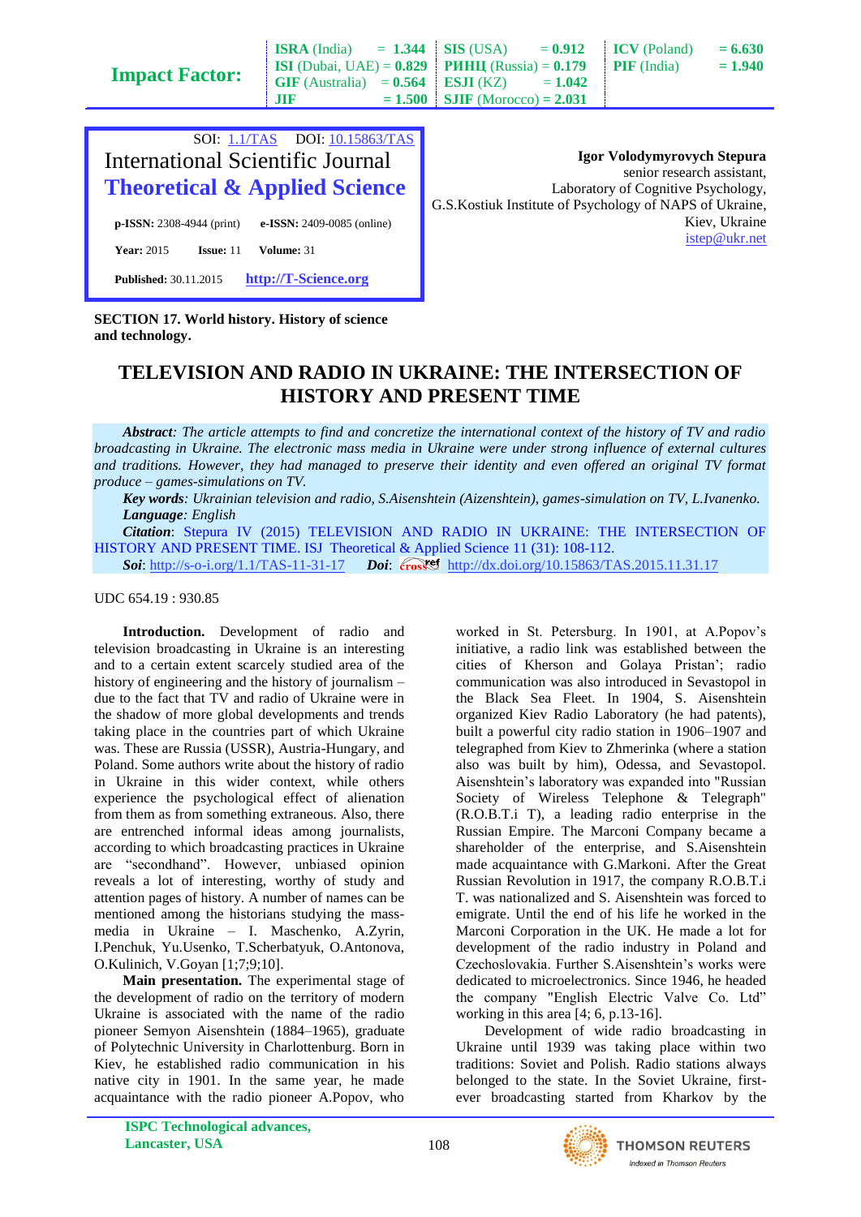SOI: 1.1/TAS DOI: 10.15863/TAS

International Scientific Journal

**Theoretical & Applied Science**

**p-ISSN:** 2308-4944 (print) **e-ISSN:** 2409-0085 (online)

**Year:** 2015 **Issue:** 11 **Volume:** 31

**Published:** 30.11.2015 http://T-Science.org

**Igor Volodymyrovych Stepura**
senior research assistant,
Laboratory of Cognitive Psychology,
G.S.Kostiuk Institute of Psychology of NAPS of Ukraine,
Kiev, Ukraine
istep@ukr.net

**SECTION 17. World history. History of science and technology.**

# TELEVISION AND RADIO IN UKRAINE: THE INTERSECTION OF HISTORY AND PRESENT TIME

***Abstract****: The article attempts to find and concretize the international context of the history of TV and radio broadcasting in Ukraine. The electronic mass media in Ukraine were under strong influence of external cultures and traditions. However, they had managed to preserve their identity and even offered an original TV format produce – games-simulations on TV.*

***Key words****: Ukrainian television and radio, S.Aisenshtein (Aizenshtein), games-simulation on TV, L.Ivanenko.*

***Language****: English*

***Citation***: Stepura IV (2015) TELEVISION AND RADIO IN UKRAINE: THE INTERSECTION OF HISTORY AND PRESENT TIME. ISJ Theoretical & Applied Science 11 (31): 108-112.

***Soi***: http://s-o-i.org/1.1/TAS-11-31-17 ***Doi***: http://dx.doi.org/10.15863/TAS.2015.11.31.17

UDC 654.19 : 930.85

**Introduction.** Development of radio and television broadcasting in Ukraine is an interesting and to a certain extent scarcely studied area of the history of engineering and the history of journalism – due to the fact that TV and radio of Ukraine were in the shadow of more global developments and trends taking place in the countries part of which Ukraine was. These are Russia (USSR), Austria-Hungary, and Poland. Some authors write about the history of radio in Ukraine in this wider context, while others experience the psychological effect of alienation from them as from something extraneous. Also, there are entrenched informal ideas among journalists, according to which broadcasting practices in Ukraine are "secondhand". However, unbiased opinion reveals a lot of interesting, worthy of study and attention pages of history. A number of names can be mentioned among the historians studying the mass-media in Ukraine – I. Maschenko, A.Zyrin, I.Penchuk, Yu.Usenko, T.Scherbatyuk, O.Antonova, O.Kulinich, V.Goyan [1;7;9;10].

**Main presentation.** The experimental stage of the development of radio on the territory of modern Ukraine is associated with the name of the radio pioneer Semyon Aisenshtein (1884–1965), graduate of Polytechnic University in Charlottenburg. Born in Kiev, he established radio communication in his native city in 1901. In the same year, he made acquaintance with the radio pioneer A.Popov, who worked in St. Petersburg. In 1901, at A.Popov's initiative, a radio link was established between the cities of Kherson and Golaya Pristan'; radio communication was also introduced in Sevastopol in the Black Sea Fleet. In 1904, S. Aisenshtein organized Kiev Radio Laboratory (he had patents), built a powerful city radio station in 1906–1907 and telegraphed from Kiev to Zhmerinka (where a station also was built by him), Odessa, and Sevastopol. Aisenshtein's laboratory was expanded into "Russian Society of Wireless Telephone & Telegraph" (R.O.B.T.i T), a leading radio enterprise in the Russian Empire. The Marconi Company became a shareholder of the enterprise, and S.Aisenshtein made acquaintance with G.Markoni. After the Great Russian Revolution in 1917, the company R.O.B.T.i T. was nationalized and S. Aisenshtein was forced to emigrate. Until the end of his life he worked in the Marconi Corporation in the UK. He made a lot for development of the radio industry in Poland and Czechoslovakia. Further S.Aisenshtein's works were dedicated to microelectronics. Since 1946, he headed the company "English Electric Valve Co. Ltd" working in this area [4; 6, p.13-16].

Development of wide radio broadcasting in Ukraine until 1939 was taking place within two traditions: Soviet and Polish. Radio stations always belonged to the state. In the Soviet Ukraine, first-ever broadcasting started from Kharkov by the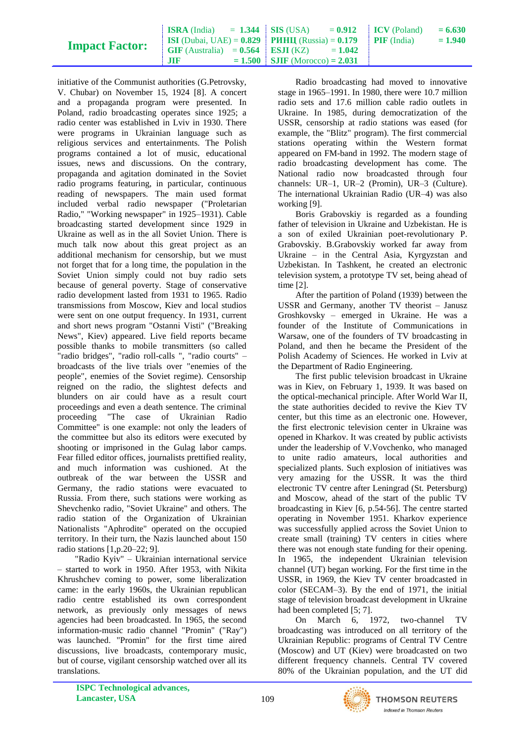initiative of the Communist authorities (G.Petrovsky, V. Chubar) on November 15, 1924 [8]. A concert and a propaganda program were presented. In Poland, radio broadcasting operates since 1925; a radio center was established in Lviv in 1930. There were programs in Ukrainian language such as religious services and entertainments. The Polish programs contained a lot of music, educational issues, news and discussions. On the contrary, propaganda and agitation dominated in the Soviet radio programs featuring, in particular, continuous reading of newspapers. The main used format included verbal radio newspaper ("Proletarian Radio," "Working newspaper" in 1925–1931). Cable broadcasting started development since 1929 in Ukraine as well as in the all Soviet Union. There is much talk now about this great project as an additional mechanism for censorship, but we must not forget that for a long time, the population in the Soviet Union simply could not buy radio sets because of general poverty. Stage of conservative radio development lasted from 1931 to 1965. Radio transmissions from Moscow, Kiev and local studios were sent on one output frequency. In 1931, current and short news program "Ostanni Visti" ("Breaking News", Kiev) appeared. Live field reports became possible thanks to mobile transmitters (so called "radio bridges", "radio roll-calls ", "radio courts" – broadcasts of the live trials over "enemies of the people", enemies of the Soviet regime). Censorship reigned on the radio, the slightest defects and blunders on air could have as a result court proceedings and even a death sentence. The criminal proceeding "The case of Ukrainian Radio Committee" is one example: not only the leaders of the committee but also its editors were executed by shooting or imprisoned in the Gulag labor camps. Fear filled editor offices, journalists prettified reality, and much information was cushioned. At the outbreak of the war between the USSR and Germany, the radio stations were evacuated to Russia. From there, such stations were working as Shevchenko radio, "Soviet Ukraine" and others. The radio station of the Organization of Ukrainian Nationalists "Aphrodite" operated on the occupied territory. In their turn, the Nazis launched about 150 radio stations [1,p.20–22; 9].

"Radio Kyiv" – Ukrainian international service – started to work in 1950. After 1953, with Nikita Khrushchev coming to power, some liberalization came: in the early 1960s, the Ukrainian republican radio centre established its own correspondent network, as previously only messages of news agencies had been broadcasted. In 1965, the second information-music radio channel "Promin" ("Ray") was launched. "Promin" for the first time aired discussions, live broadcasts, contemporary music, but of course, vigilant censorship watched over all its translations.

Radio broadcasting had moved to innovative stage in 1965–1991. In 1980, there were 10.7 million radio sets and 17.6 million cable radio outlets in Ukraine. In 1985, during democratization of the USSR, censorship at radio stations was eased (for example, the "Blitz" program). The first commercial stations operating within the Western format appeared on FM-band in 1992. The modern stage of radio broadcasting development has come. The National radio now broadcasted through four channels: UR–1, UR–2 (Promin), UR–3 (Culture). The international Ukrainian Radio (UR–4) was also working [9].

Boris Grabovskiy is regarded as a founding father of television in Ukraine and Uzbekistan. He is a son of exiled Ukrainian poet-revolutionary P. Grabovskiy. B.Grabovskiy worked far away from Ukraine – in the Central Asia, Kyrgyzstan and Uzbekistan. In Tashkent, he created an electronic television system, a prototype TV set, being ahead of time [2].

After the partition of Poland (1939) between the USSR and Germany, another TV theorist – Janusz Groshkovsky – emerged in Ukraine. He was a founder of the Institute of Communications in Warsaw, one of the founders of TV broadcasting in Poland, and then he became the President of the Polish Academy of Sciences. He worked in Lviv at the Department of Radio Engineering.

The first public television broadcast in Ukraine was in Kiev, on February 1, 1939. It was based on the optical-mechanical principle. After World War II, the state authorities decided to revive the Kiev TV center, but this time as an electronic one. However, the first electronic television center in Ukraine was opened in Kharkov. It was created by public activists under the leadership of V.Vovchenko, who managed to unite radio amateurs, local authorities and specialized plants. Such explosion of initiatives was very amazing for the USSR. It was the third electronic TV centre after Leningrad (St. Petersburg) and Moscow, ahead of the start of the public TV broadcasting in Kiev [6, p.54-56]. The centre started operating in November 1951. Kharkov experience was successfully applied across the Soviet Union to create small (training) TV centers in cities where there was not enough state funding for their opening. In 1965, the independent Ukrainian television channel (UT) began working. For the first time in the USSR, in 1969, the Kiev TV center broadcasted in color (SECAM–3). By the end of 1971, the initial stage of television broadcast development in Ukraine had been completed [5; 7].

On March 6, 1972, two-channel TV broadcasting was introduced on all territory of the Ukrainian Republic: programs of Central TV Centre (Moscow) and UT (Kiev) were broadcasted on two different frequency channels. Central TV covered 80% of the Ukrainian population, and the UT did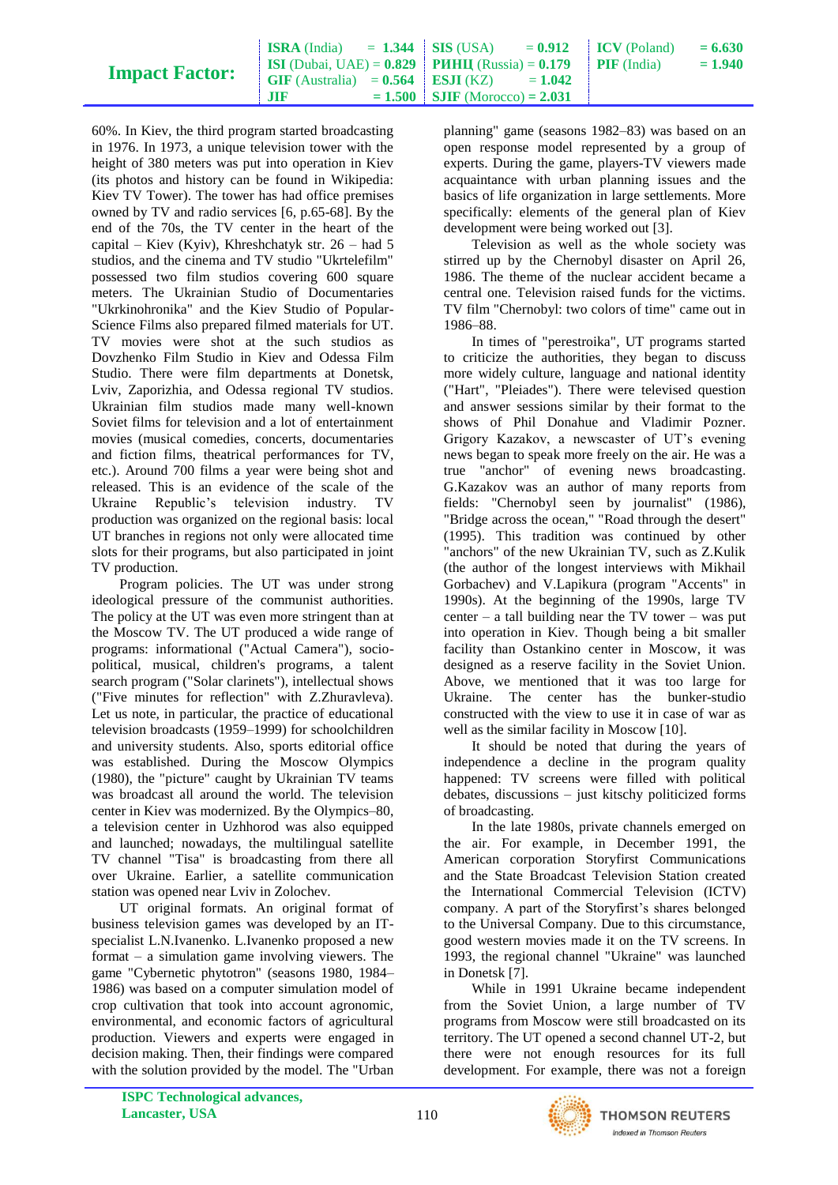60%. In Kiev, the third program started broadcasting in 1976. In 1973, a unique television tower with the height of 380 meters was put into operation in Kiev (its photos and history can be found in Wikipedia: Kiev TV Tower). The tower has had office premises owned by TV and radio services [6, p.65-68]. By the end of the 70s, the TV center in the heart of the capital – Kiev (Kyiv), Khreshchatyk str. 26 – had 5 studios, and the cinema and TV studio "Ukrtelefilm" possessed two film studios covering 600 square meters. The Ukrainian Studio of Documentaries "Ukrkinohronika" and the Kiev Studio of Popular-Science Films also prepared filmed materials for UT. TV movies were shot at the such studios as Dovzhenko Film Studio in Kiev and Odessa Film Studio. There were film departments at Donetsk, Lviv, Zaporizhia, and Odessa regional TV studios. Ukrainian film studios made many well-known Soviet films for television and a lot of entertainment movies (musical comedies, concerts, documentaries and fiction films, theatrical performances for TV, etc.). Around 700 films a year were being shot and released. This is an evidence of the scale of the Ukraine Republic's television industry. TV production was organized on the regional basis: local UT branches in regions not only were allocated time slots for their programs, but also participated in joint TV production.

Program policies. The UT was under strong ideological pressure of the communist authorities. The policy at the UT was even more stringent than at the Moscow TV. The UT produced a wide range of programs: informational ("Actual Camera"), socio-political, musical, children's programs, a talent search program ("Solar clarinets"), intellectual shows ("Five minutes for reflection" with Z.Zhuravleva). Let us note, in particular, the practice of educational television broadcasts (1959–1999) for schoolchildren and university students. Also, sports editorial office was established. During the Moscow Olympics (1980), the "picture" caught by Ukrainian TV teams was broadcast all around the world. The television center in Kiev was modernized. By the Olympics–80, a television center in Uzhhorod was also equipped and launched; nowadays, the multilingual satellite TV channel "Tisa" is broadcasting from there all over Ukraine. Earlier, a satellite communication station was opened near Lviv in Zolochev.

UT original formats. An original format of business television games was developed by an IT-specialist L.N.Ivanenko. L.Ivanenko proposed a new format – a simulation game involving viewers. The game "Cybernetic phytotron" (seasons 1980, 1984–1986) was based on a computer simulation model of crop cultivation that took into account agronomic, environmental, and economic factors of agricultural production. Viewers and experts were engaged in decision making. Then, their findings were compared with the solution provided by the model. The "Urban planning" game (seasons 1982–83) was based on an open response model represented by a group of experts. During the game, players-TV viewers made acquaintance with urban planning issues and the basics of life organization in large settlements. More specifically: elements of the general plan of Kiev development were being worked out [3].

Television as well as the whole society was stirred up by the Chernobyl disaster on April 26, 1986. The theme of the nuclear accident became a central one. Television raised funds for the victims. TV film "Chernobyl: two colors of time" came out in 1986–88.

In times of "perestroika", UT programs started to criticize the authorities, they began to discuss more widely culture, language and national identity ("Hart", "Pleiades"). There were televised question and answer sessions similar by their format to the shows of Phil Donahue and Vladimir Pozner. Grigory Kazakov, a newscaster of UT's evening news began to speak more freely on the air. He was a true "anchor" of evening news broadcasting. G.Kazakov was an author of many reports from fields: "Chernobyl seen by journalist" (1986), "Bridge across the ocean," "Road through the desert" (1995). This tradition was continued by other "anchors" of the new Ukrainian TV, such as Z.Kulik (the author of the longest interviews with Mikhail Gorbachev) and V.Lapikura (program "Accents" in 1990s). At the beginning of the 1990s, large TV center – a tall building near the TV tower – was put into operation in Kiev. Though being a bit smaller facility than Ostankino center in Moscow, it was designed as a reserve facility in the Soviet Union. Above, we mentioned that it was too large for Ukraine. The center has the bunker-studio constructed with the view to use it in case of war as well as the similar facility in Moscow [10].

It should be noted that during the years of independence a decline in the program quality happened: TV screens were filled with political debates, discussions – just kitschy politicized forms of broadcasting.

In the late 1980s, private channels emerged on the air. For example, in December 1991, the American corporation Storyfirst Communications and the State Broadcast Television Station created the International Commercial Television (ICTV) company. A part of the Storyfirst's shares belonged to the Universal Company. Due to this circumstance, good western movies made it on the TV screens. In 1993, the regional channel "Ukraine" was launched in Donetsk [7].

While in 1991 Ukraine became independent from the Soviet Union, a large number of TV programs from Moscow were still broadcasted on its territory. The UT opened a second channel UT-2, but there were not enough resources for its full development. For example, there was not a foreign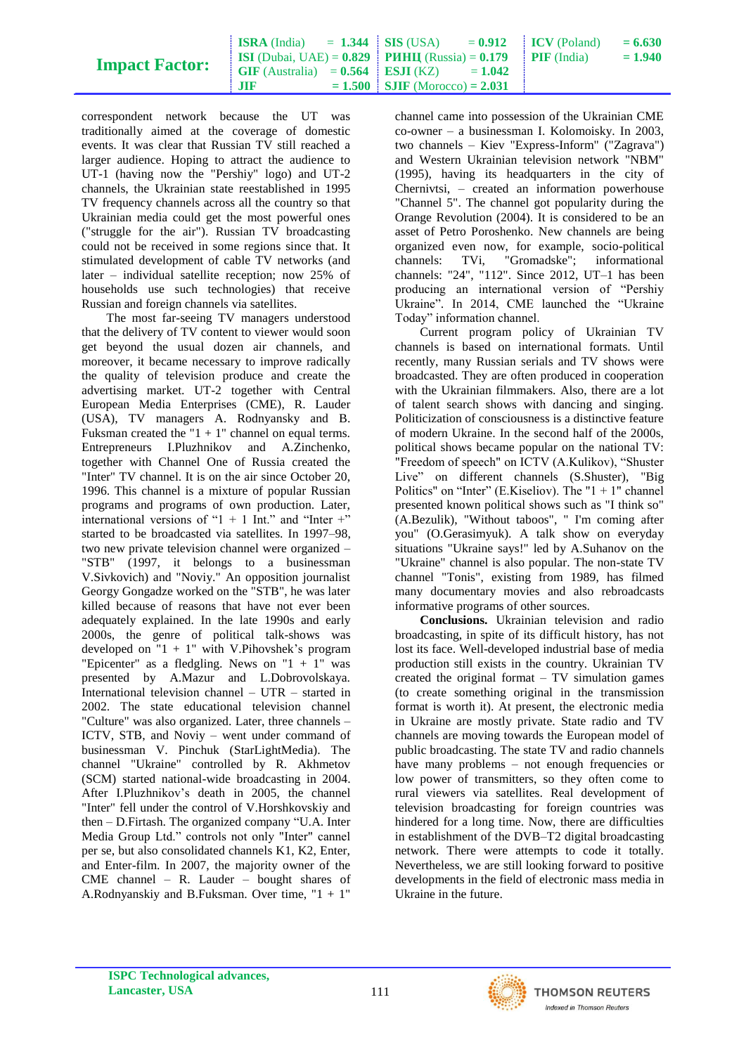correspondent network because the UT was traditionally aimed at the coverage of domestic events. It was clear that Russian TV still reached a larger audience. Hoping to attract the audience to UT-1 (having now the "Pershiy" logo) and UT-2 channels, the Ukrainian state reestablished in 1995 TV frequency channels across all the country so that Ukrainian media could get the most powerful ones ("struggle for the air"). Russian TV broadcasting could not be received in some regions since that. It stimulated development of cable TV networks (and later – individual satellite reception; now 25% of households use such technologies) that receive Russian and foreign channels via satellites.

The most far-seeing TV managers understood that the delivery of TV content to viewer would soon get beyond the usual dozen air channels, and moreover, it became necessary to improve radically the quality of television produce and create the advertising market. UT-2 together with Central European Media Enterprises (CME), R. Lauder (USA), TV managers A. Rodnyansky and B. Fuksman created the "1 + 1" channel on equal terms. Entrepreneurs I.Pluzhnikov and A.Zinchenko, together with Channel One of Russia created the "Inter" TV channel. It is on the air since October 20, 1996. This channel is a mixture of popular Russian programs and programs of own production. Later, international versions of "1 + 1 Int." and "Inter +" started to be broadcasted via satellites. In 1997–98, two new private television channel were organized – "STB" (1997, it belongs to a businessman V.Sivkovich) and "Noviy." An opposition journalist Georgy Gongadze worked on the "STB", he was later killed because of reasons that have not ever been adequately explained. In the late 1990s and early 2000s, the genre of political talk-shows was developed on "1 + 1" with V.Pihovshek's program "Epicenter" as a fledgling. News on "1 + 1" was presented by A.Mazur and L.Dobrovolskaya. International television channel – UTR – started in 2002. The state educational television channel "Culture" was also organized. Later, three channels – ICTV, STB, and Noviy – went under command of businessman V. Pinchuk (StarLightMedia). The channel "Ukraine" controlled by R. Akhmetov (SCM) started national-wide broadcasting in 2004. After I.Pluzhnikov's death in 2005, the channel "Inter" fell under the control of V.Horshkovskiy and then – D.Firtash. The organized company "U.A. Inter Media Group Ltd." controls not only "Inter" cannel per se, but also consolidated channels K1, K2, Enter, and Enter-film. In 2007, the majority owner of the CME channel – R. Lauder – bought shares of A.Rodnyanskiy and B.Fuksman. Over time, "1 + 1" channel came into possession of the Ukrainian CME co-owner – a businessman I. Kolomoisky. In 2003, two channels – Kiev "Express-Inform" ("Zagrava") and Western Ukrainian television network "NBM" (1995), having its headquarters in the city of Chernivtsi, – created an information powerhouse "Channel 5". The channel got popularity during the Orange Revolution (2004). It is considered to be an asset of Petro Poroshenko. New channels are being organized even now, for example, socio-political channels: TVi, "Gromadske"; informational channels: "24", "112". Since 2012, UT–1 has been producing an international version of "Pershiy Ukraine". In 2014, CME launched the "Ukraine Today" information channel.

Current program policy of Ukrainian TV channels is based on international formats. Until recently, many Russian serials and TV shows were broadcasted. They are often produced in cooperation with the Ukrainian filmmakers. Also, there are a lot of talent search shows with dancing and singing. Politicization of consciousness is a distinctive feature of modern Ukraine. In the second half of the 2000s, political shows became popular on the national TV: "Freedom of speech" on ICTV (A.Kulikov), "Shuster Live" on different channels (S.Shuster), "Big Politics" on "Inter" (E.Kiseliov). The "1 + 1" channel presented known political shows such as "I think so" (A.Bezulik), "Without taboos", " I'm coming after you" (O.Gerasimyuk). A talk show on everyday situations "Ukraine says!" led by A.Suhanov on the "Ukraine" channel is also popular. The non-state TV channel "Tonis", existing from 1989, has filmed many documentary movies and also rebroadcasts informative programs of other sources.

**Conclusions.** Ukrainian television and radio broadcasting, in spite of its difficult history, has not lost its face. Well-developed industrial base of media production still exists in the country. Ukrainian TV created the original format – TV simulation games (to create something original in the transmission format is worth it). At present, the electronic media in Ukraine are mostly private. State radio and TV channels are moving towards the European model of public broadcasting. The state TV and radio channels have many problems – not enough frequencies or low power of transmitters, so they often come to rural viewers via satellites. Real development of television broadcasting for foreign countries was hindered for a long time. Now, there are difficulties in establishment of the DVB–T2 digital broadcasting network. There were attempts to code it totally. Nevertheless, we are still looking forward to positive developments in the field of electronic mass media in Ukraine in the future.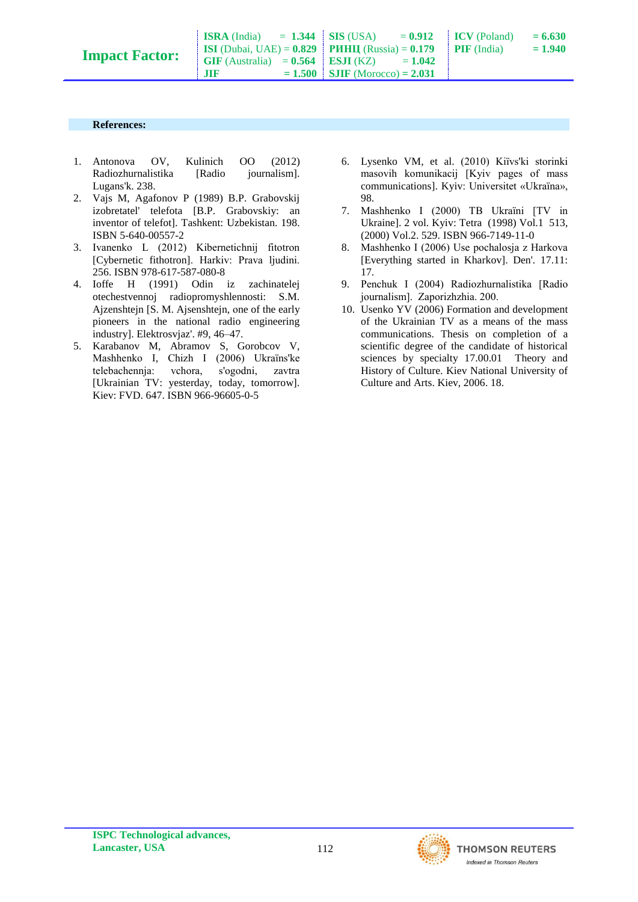**References:**

1. Antonova OV, Kulinich OO (2012) Radiozhurnalistika [Radio journalism]. Lugans'k. 238.
2. Vajs M, Agafonov P (1989) B.P. Grabovskij izobretatel' telefota [B.P. Grabovskiy: an inventor of telefot]. Tashkent: Uzbekistan. 198. ISBN 5-640-00557-2
3. Ivanenko L (2012) Kibernetichnij fitotron [Cybernetic fithotron]. Harkiv: Prava ljudini. 256. ISBN 978-617-587-080-8
4. Ioffe H (1991) Odin iz zachinatelej otechestvennoj radiopromyshlennosti: S.M. Ajzenshtejn [S. M. Ajsenshtejn, one of the early pioneers in the national radio engineering industry]. Elektrosvjaz'. #9, 46–47.
5. Karabanov M, Abramov S, Gorobcov V, Mashhenko I, Chizh I (2006) Ukraïns'ke telebachennja: vchora, s'ogodni, zavtra [Ukrainian TV: yesterday, today, tomorrow]. Kiev: FVD. 647. ISBN 966-96605-0-5
6. Lysenko VM, et al. (2010) Kiïvs'ki storinki masovih komunikacij [Kyiv pages of mass communications]. Kyiv: Universitet «Ukraïna», 98.
7. Mashhenko I (2000) TB Ukraïni [TV in Ukraine]. 2 vol. Kyiv: Tetra (1998) Vol.1 513, (2000) Vol.2. 529. ISBN 966-7149-11-0
8. Mashhenko I (2006) Use pochalosja z Harkova [Everything started in Kharkov]. Den'. 17.11: 17.
9. Penchuk I (2004) Radiozhurnalistika [Radio journalism]. Zaporizhzhia. 200.
10. Usenko YV (2006) Formation and development of the Ukrainian TV as a means of the mass communications. Thesis on completion of a scientific degree of the candidate of historical sciences by specialty 17.00.01 Theory and History of Culture. Kiev National University of Culture and Arts. Kiev, 2006. 18.